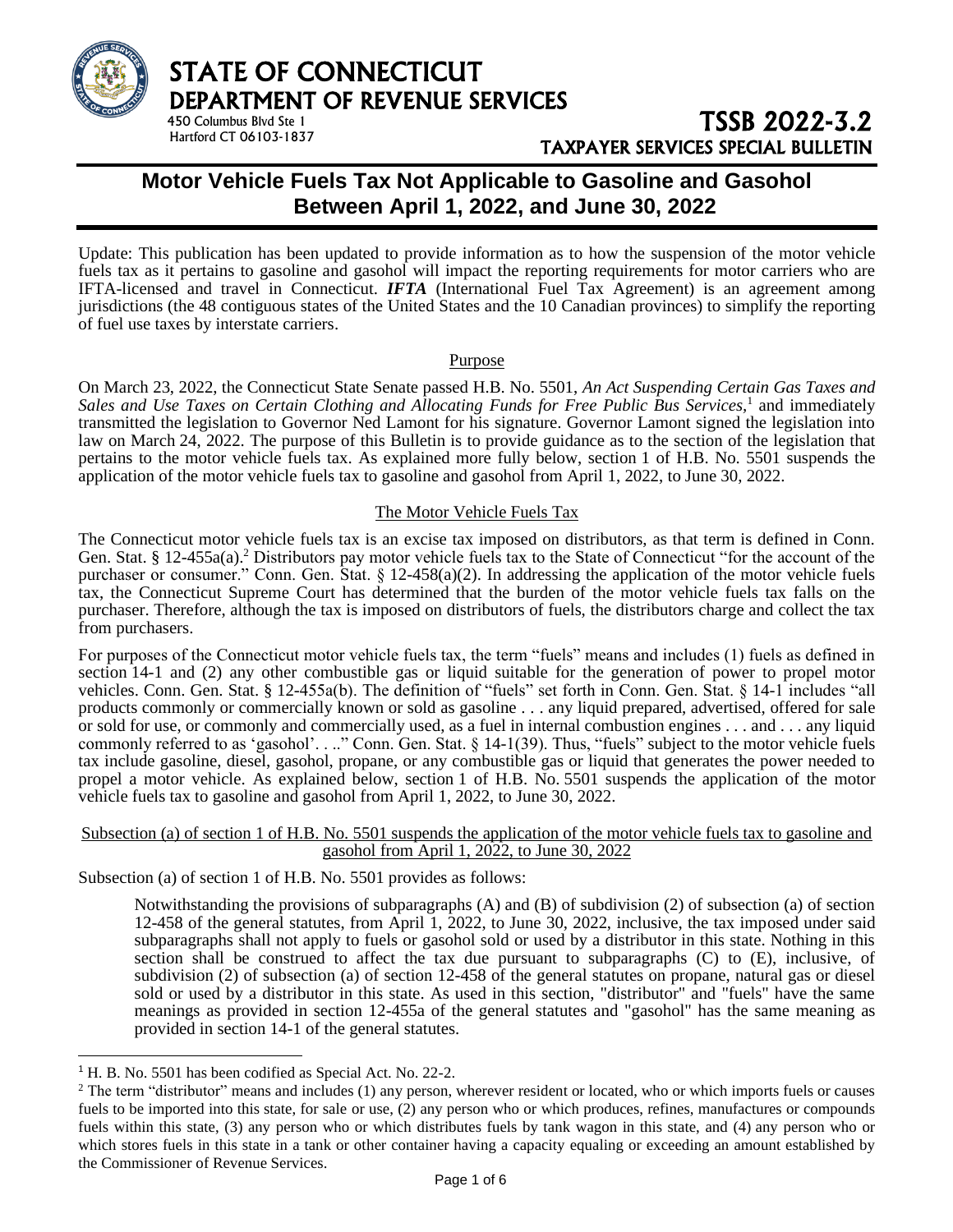# STATE OF CONNECTICUT
## DEPARTMENT OF REVENUE SERVICES

450 Columbus Blvd Ste 1
Hartford CT 06103-1837

**TSSB 2022-3.2**
**TAXPAYER SERVICES SPECIAL BULLETIN**

# Motor Vehicle Fuels Tax Not Applicable to Gasoline and Gasohol Between April 1, 2022, and June 30, 2022

Update: This publication has been updated to provide information as to how the suspension of the motor vehicle fuels tax as it pertains to gasoline and gasohol will impact the reporting requirements for motor carriers who are IFTA-licensed and travel in Connecticut. ***IFTA*** (International Fuel Tax Agreement) is an agreement among jurisdictions (the 48 contiguous states of the United States and the 10 Canadian provinces) to simplify the reporting of fuel use taxes by interstate carriers.

## Purpose

On March 23, 2022, the Connecticut State Senate passed H.B. No. 5501, *An Act Suspending Certain Gas Taxes and Sales and Use Taxes on Certain Clothing and Allocating Funds for Free Public Bus Services,*[1] and immediately transmitted the legislation to Governor Ned Lamont for his signature. Governor Lamont signed the legislation into law on March 24, 2022. The purpose of this Bulletin is to provide guidance as to the section of the legislation that pertains to the motor vehicle fuels tax. As explained more fully below, section 1 of H.B. No. 5501 suspends the application of the motor vehicle fuels tax to gasoline and gasohol from April 1, 2022, to June 30, 2022.

## The Motor Vehicle Fuels Tax

The Connecticut motor vehicle fuels tax is an excise tax imposed on distributors, as that term is defined in Conn. Gen. Stat. § 12-455a(a).[2] Distributors pay motor vehicle fuels tax to the State of Connecticut "for the account of the purchaser or consumer." Conn. Gen. Stat. § 12-458(a)(2). In addressing the application of the motor vehicle fuels tax, the Connecticut Supreme Court has determined that the burden of the motor vehicle fuels tax falls on the purchaser. Therefore, although the tax is imposed on distributors of fuels, the distributors charge and collect the tax from purchasers.

For purposes of the Connecticut motor vehicle fuels tax, the term "fuels" means and includes (1) fuels as defined in section 14-1 and (2) any other combustible gas or liquid suitable for the generation of power to propel motor vehicles. Conn. Gen. Stat. § 12-455a(b). The definition of "fuels" set forth in Conn. Gen. Stat. § 14-1 includes "all products commonly or commercially known or sold as gasoline . . . any liquid prepared, advertised, offered for sale or sold for use, or commonly and commercially used, as a fuel in internal combustion engines . . . and . . . any liquid commonly referred to as 'gasohol'. . .." Conn. Gen. Stat. § 14-1(39). Thus, "fuels" subject to the motor vehicle fuels tax include gasoline, diesel, gasohol, propane, or any combustible gas or liquid that generates the power needed to propel a motor vehicle. As explained below, section 1 of H.B. No. 5501 suspends the application of the motor vehicle fuels tax to gasoline and gasohol from April 1, 2022, to June 30, 2022.

## Subsection (a) of section 1 of H.B. No. 5501 suspends the application of the motor vehicle fuels tax to gasoline and gasohol from April 1, 2022, to June 30, 2022

Subsection (a) of section 1 of H.B. No. 5501 provides as follows:

> Notwithstanding the provisions of subparagraphs (A) and (B) of subdivision (2) of subsection (a) of section 12-458 of the general statutes, from April 1, 2022, to June 30, 2022, inclusive, the tax imposed under said subparagraphs shall not apply to fuels or gasohol sold or used by a distributor in this state. Nothing in this section shall be construed to affect the tax due pursuant to subparagraphs (C) to (E), inclusive, of subdivision (2) of subsection (a) of section 12-458 of the general statutes on propane, natural gas or diesel sold or used by a distributor in this state. As used in this section, "distributor" and "fuels" have the same meanings as provided in section 12-455a of the general statutes and "gasohol" has the same meaning as provided in section 14-1 of the general statutes.

---

[1] H. B. No. 5501 has been codified as Special Act. No. 22-2.

[2] The term "distributor" means and includes (1) any person, wherever resident or located, who or which imports fuels or causes fuels to be imported into this state, for sale or use, (2) any person who or which produces, refines, manufactures or compounds fuels within this state, (3) any person who or which distributes fuels by tank wagon in this state, and (4) any person who or which stores fuels in this state in a tank or other container having a capacity equaling or exceeding an amount established by the Commissioner of Revenue Services.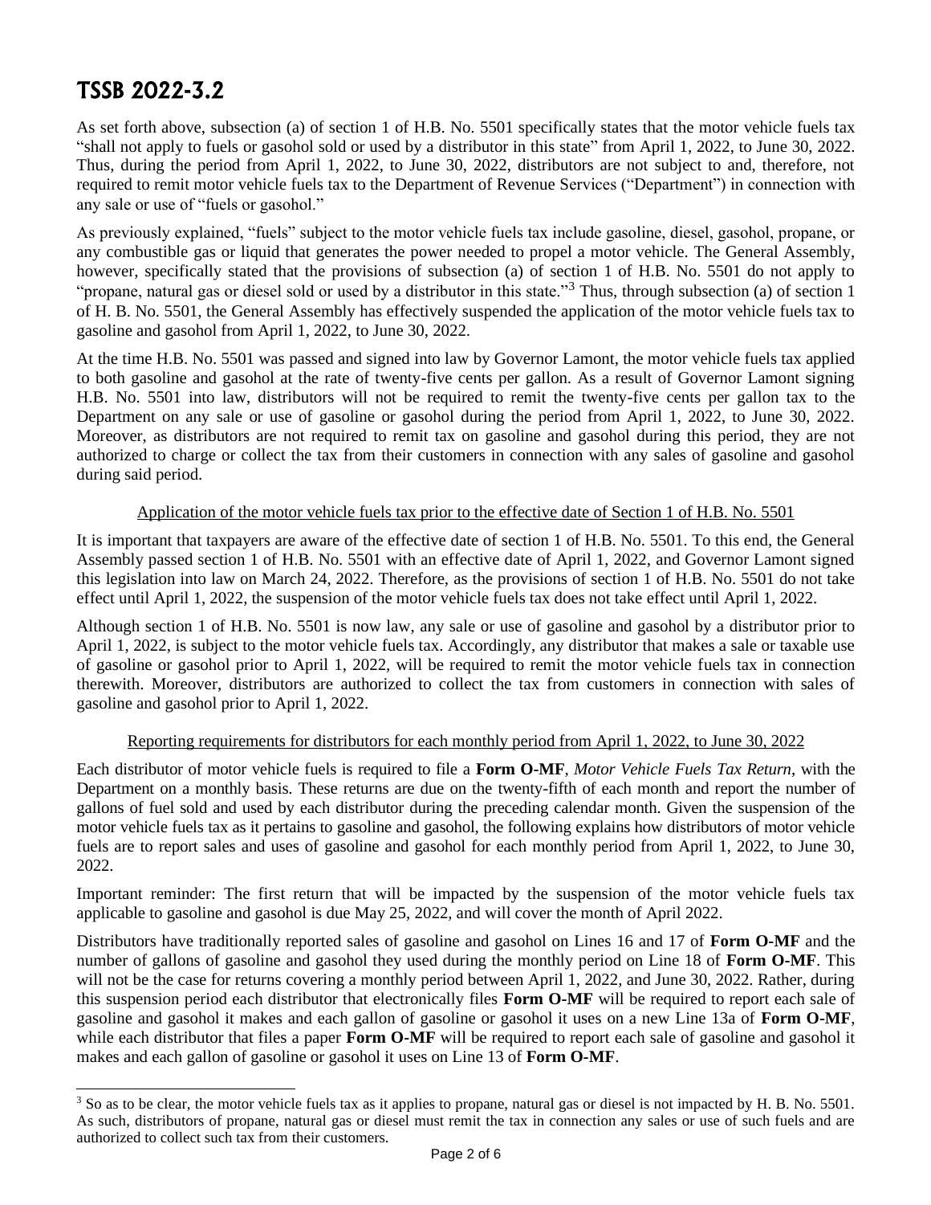# TSSB 2022-3.2

As set forth above, subsection (a) of section 1 of H.B. No. 5501 specifically states that the motor vehicle fuels tax "shall not apply to fuels or gasohol sold or used by a distributor in this state" from April 1, 2022, to June 30, 2022. Thus, during the period from April 1, 2022, to June 30, 2022, distributors are not subject to and, therefore, not required to remit motor vehicle fuels tax to the Department of Revenue Services ("Department") in connection with any sale or use of "fuels or gasohol."

As previously explained, "fuels" subject to the motor vehicle fuels tax include gasoline, diesel, gasohol, propane, or any combustible gas or liquid that generates the power needed to propel a motor vehicle. The General Assembly, however, specifically stated that the provisions of subsection (a) of section 1 of H.B. No. 5501 do not apply to "propane, natural gas or diesel sold or used by a distributor in this state."[3] Thus, through subsection (a) of section 1 of H. B. No. 5501, the General Assembly has effectively suspended the application of the motor vehicle fuels tax to gasoline and gasohol from April 1, 2022, to June 30, 2022.

At the time H.B. No. 5501 was passed and signed into law by Governor Lamont, the motor vehicle fuels tax applied to both gasoline and gasohol at the rate of twenty-five cents per gallon. As a result of Governor Lamont signing H.B. No. 5501 into law, distributors will not be required to remit the twenty-five cents per gallon tax to the Department on any sale or use of gasoline or gasohol during the period from April 1, 2022, to June 30, 2022. Moreover, as distributors are not required to remit tax on gasoline and gasohol during this period, they are not authorized to charge or collect the tax from their customers in connection with any sales of gasoline and gasohol during said period.

## Application of the motor vehicle fuels tax prior to the effective date of Section 1 of H.B. No. 5501

It is important that taxpayers are aware of the effective date of section 1 of H.B. No. 5501. To this end, the General Assembly passed section 1 of H.B. No. 5501 with an effective date of April 1, 2022, and Governor Lamont signed this legislation into law on March 24, 2022. Therefore, as the provisions of section 1 of H.B. No. 5501 do not take effect until April 1, 2022, the suspension of the motor vehicle fuels tax does not take effect until April 1, 2022.

Although section 1 of H.B. No. 5501 is now law, any sale or use of gasoline and gasohol by a distributor prior to April 1, 2022, is subject to the motor vehicle fuels tax. Accordingly, any distributor that makes a sale or taxable use of gasoline or gasohol prior to April 1, 2022, will be required to remit the motor vehicle fuels tax in connection therewith. Moreover, distributors are authorized to collect the tax from customers in connection with sales of gasoline and gasohol prior to April 1, 2022.

## Reporting requirements for distributors for each monthly period from April 1, 2022, to June 30, 2022

Each distributor of motor vehicle fuels is required to file a **Form O-MF**, *Motor Vehicle Fuels Tax Return*, with the Department on a monthly basis. These returns are due on the twenty-fifth of each month and report the number of gallons of fuel sold and used by each distributor during the preceding calendar month. Given the suspension of the motor vehicle fuels tax as it pertains to gasoline and gasohol, the following explains how distributors of motor vehicle fuels are to report sales and uses of gasoline and gasohol for each monthly period from April 1, 2022, to June 30, 2022.

Important reminder: The first return that will be impacted by the suspension of the motor vehicle fuels tax applicable to gasoline and gasohol is due May 25, 2022, and will cover the month of April 2022.

Distributors have traditionally reported sales of gasoline and gasohol on Lines 16 and 17 of **Form O-MF** and the number of gallons of gasoline and gasohol they used during the monthly period on Line 18 of **Form O-MF**. This will not be the case for returns covering a monthly period between April 1, 2022, and June 30, 2022. Rather, during this suspension period each distributor that electronically files **Form O-MF** will be required to report each sale of gasoline and gasohol it makes and each gallon of gasoline or gasohol it uses on a new Line 13a of **Form O-MF**, while each distributor that files a paper **Form O-MF** will be required to report each sale of gasoline and gasohol it makes and each gallon of gasoline or gasohol it uses on Line 13 of **Form O-MF**.

---

[3] So as to be clear, the motor vehicle fuels tax as it applies to propane, natural gas or diesel is not impacted by H. B. No. 5501. As such, distributors of propane, natural gas or diesel must remit the tax in connection any sales or use of such fuels and are authorized to collect such tax from their customers.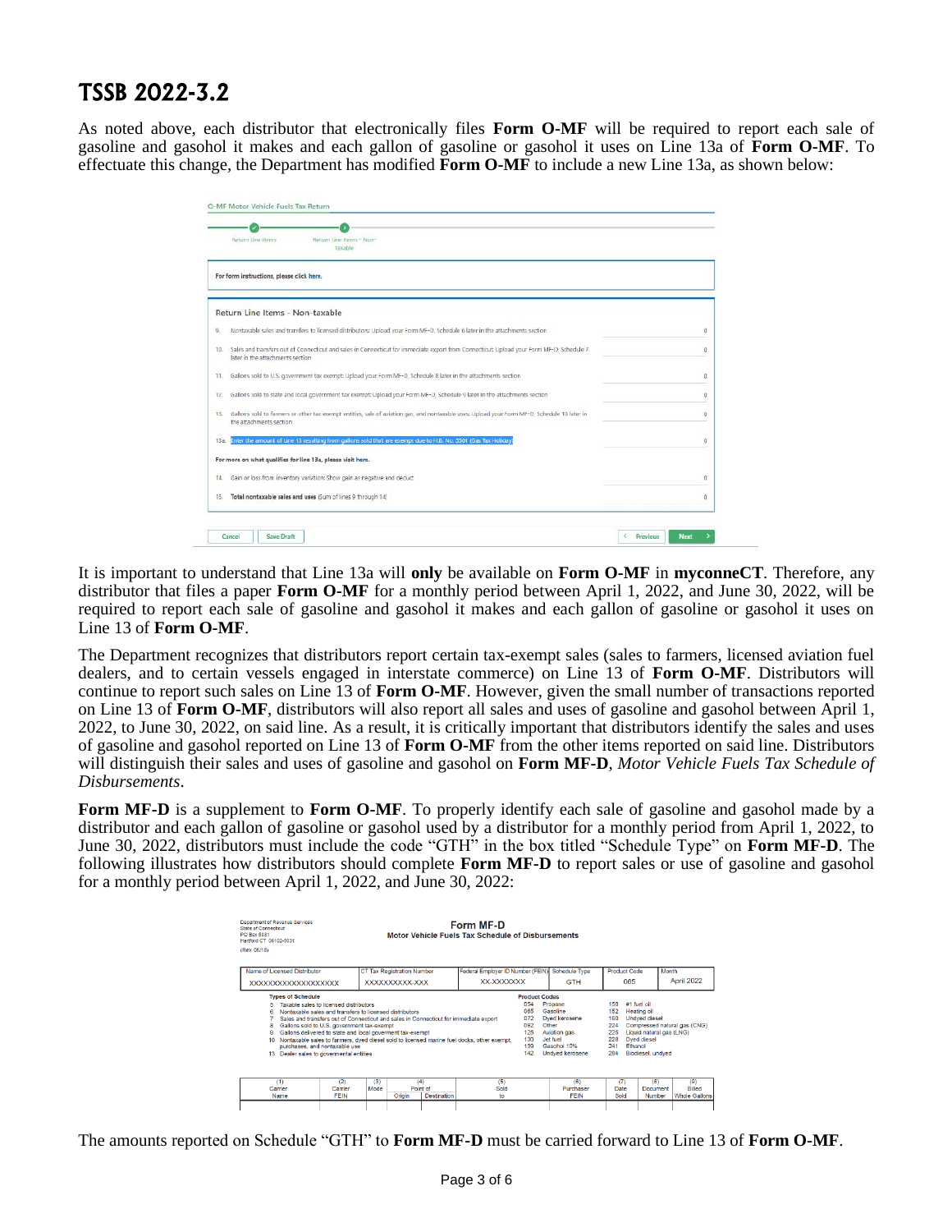# TSSB 2022-3.2

As noted above, each distributor that electronically files **Form O-MF** will be required to report each sale of gasoline and gasohol it makes and each gallon of gasoline or gasohol it uses on Line 13a of **Form O-MF**. To effectuate this change, the Department has modified **Form O-MF** to include a new Line 13a, as shown below:

O-MF Motor Vehicle Fuels Tax Return

Return Line Items — Return Line Items - Non-taxable

For form instructions, please click here.

Return Line Items - Non-taxable

| | | |
|---|---|---|
| 9. | Nontaxable sales and transfers to licensed distributors: Upload your Form MF-D, Schedule 6 later in the attachments section | 0 |
| 10. | Sales and transfers out of Connecticut and sales in Connecticut for immediate export from Connecticut: Upload your Form MF-D, Schedule 7 later in the attachments section | 0 |
| 11. | Gallons sold to U.S. government tax exempt: Upload your Form MF-D, Schedule 8 later in the attachments section | 0 |
| 12. | Gallons sold to state and local government tax exempt: Upload your Form MF-D, Schedule 9 later in the attachments section | 0 |
| 13. | Gallons sold to farmers or other tax exempt entities, sale of aviation gas, and nontaxable uses: Upload your Form MF-D, Schedule 10 later in the attachments section | 0 |
| 13a. | Enter the amount of Line 13 resulting from gallons sold that are exempt due to H.B. No. 5501 (Gas Tax Holiday) | 0 |

For more on what qualifies for line 13a, please visit here.

| | | |
|---|---|---|
| 14. | Gain or loss from inventory variation: Show gain as negative and deduct | 0 |
| 15. | **Total nontaxable sales and uses** (Sum of lines 9 through 14) | 0 |

Cancel | Save Draft | Previous | Next

It is important to understand that Line 13a will **only** be available on **Form O-MF** in **myconneCT**. Therefore, any distributor that files a paper **Form O-MF** for a monthly period between April 1, 2022, and June 30, 2022, will be required to report each sale of gasoline and gasohol it makes and each gallon of gasoline or gasohol it uses on Line 13 of **Form O-MF**.

The Department recognizes that distributors report certain tax-exempt sales (sales to farmers, licensed aviation fuel dealers, and to certain vessels engaged in interstate commerce) on Line 13 of **Form O-MF**. Distributors will continue to report such sales on Line 13 of **Form O-MF**. However, given the small number of transactions reported on Line 13 of **Form O-MF**, distributors will also report all sales and uses of gasoline and gasohol between April 1, 2022, to June 30, 2022, on said line. As a result, it is critically important that distributors identify the sales and uses of gasoline and gasohol reported on Line 13 of **Form O-MF** from the other items reported on said line. Distributors will distinguish their sales and uses of gasoline and gasohol on **Form MF-D**, *Motor Vehicle Fuels Tax Schedule of Disbursements*.

**Form MF-D** is a supplement to **Form O-MF**. To properly identify each sale of gasoline and gasohol made by a distributor and each gallon of gasoline or gasohol used by a distributor for a monthly period from April 1, 2022, to June 30, 2022, distributors must include the code "GTH" in the box titled "Schedule Type" on **Form MF-D**. The following illustrates how distributors should complete **Form MF-D** to report sales or use of gasoline and gasohol for a monthly period between April 1, 2022, and June 30, 2022:

Department of Revenue Services
State of Connecticut
PO Box 5031
Hartford CT 06102-5031
(Rev. 05/18)

**Form MF-D**
**Motor Vehicle Fuels Tax Schedule of Disbursements**

| Name of Licensed Distributor | CT Tax Registration Number | Federal Employer ID Number (FEIN) | Schedule Type | Product Code | Month |
|---|---|---|---|---|---|
| XXXXXXXXXXXXXXXXXX | XXXXXXXXXXX-XXX | XX-XXXXXXX | GTH | 065 | April 2022 |

**Types of Schedule**
5 Taxable sales to licensed distributors
6 Nontaxable sales and transfers to licensed distributors
7 Sales and transfers out of Connecticut and sales in Connecticut for immediate export
8 Gallons sold to U.S. government tax-exempt
9 Gallons delivered to state and local government tax-exempt
10 Nontaxable sales to farmers, dyed diesel sold to licensed marine fuel docks, other exempt purchases, and nontaxable use
13 Dealer sales to governmental entities

**Product Codes**
054 Propane
065 Gasoline
072 Dyed kerosene
092 Other
125 Aviation gas
130 Jet fuel
139 Gasohol 10%
142 Undyed kerosene
150 #1 fuel oil
152 Heating oil
160 Undyed diesel
224 Compressed natural gas (CNG)
225 Liquid natural gas (LNG)
228 Dyed diesel
241 Ethanol
284 Biodiesel, undyed

| (1) Carrier Name | (2) Carrier FEIN | (3) Mode | (4) Point of Origin | (4) Point of Destination | (5) Sold to | (6) Purchaser FEIN | (7) Date Sold | (8) Document Number | (9) Billed Whole Gallons |
|---|---|---|---|---|---|---|---|---|---|
| | | | | | | | | | |

The amounts reported on Schedule "GTH" to **Form MF-D** must be carried forward to Line 13 of **Form O-MF**.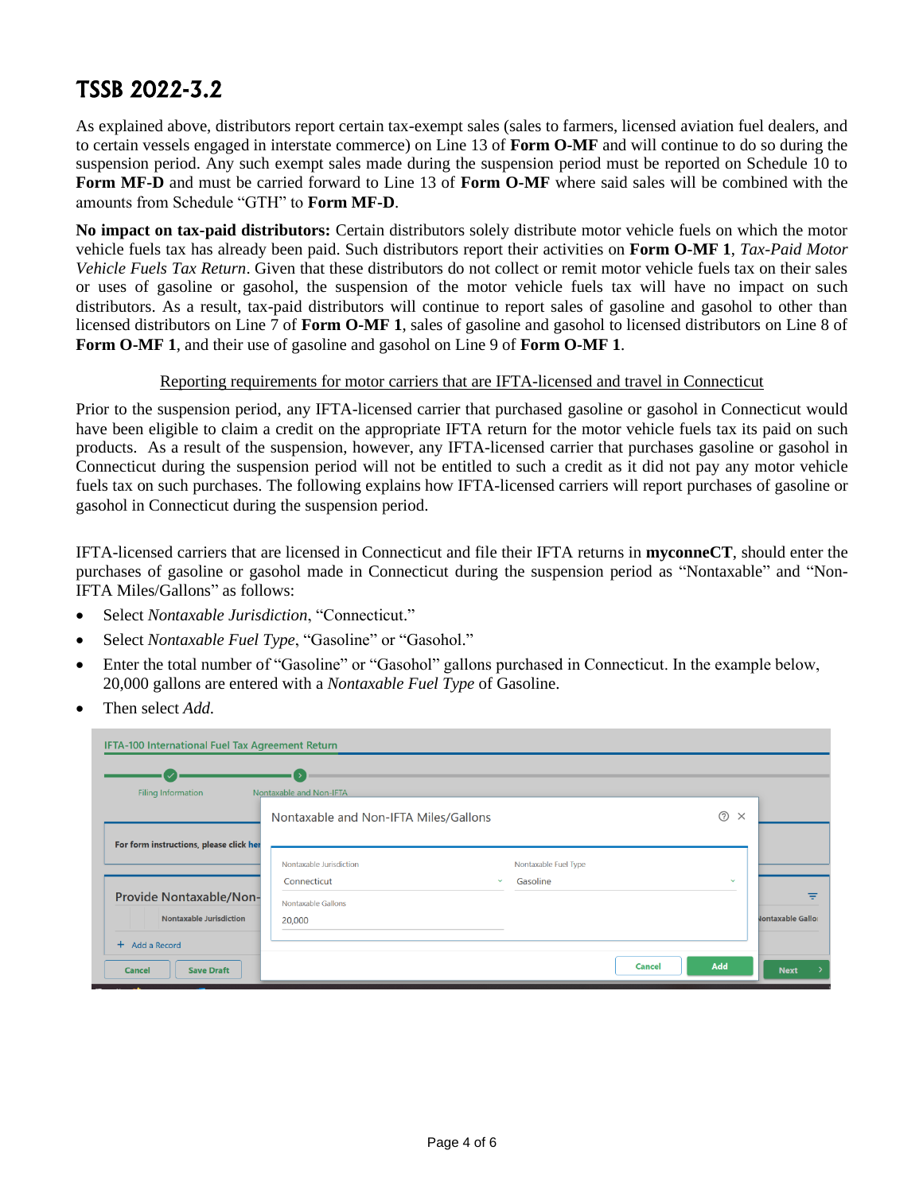# TSSB 2022-3.2

As explained above, distributors report certain tax-exempt sales (sales to farmers, licensed aviation fuel dealers, and to certain vessels engaged in interstate commerce) on Line 13 of **Form O-MF** and will continue to do so during the suspension period. Any such exempt sales made during the suspension period must be reported on Schedule 10 to **Form MF-D** and must be carried forward to Line 13 of **Form O-MF** where said sales will be combined with the amounts from Schedule "GTH" to **Form MF-D**.

**No impact on tax-paid distributors:** Certain distributors solely distribute motor vehicle fuels on which the motor vehicle fuels tax has already been paid. Such distributors report their activities on **Form O-MF 1**, *Tax-Paid Motor Vehicle Fuels Tax Return*. Given that these distributors do not collect or remit motor vehicle fuels tax on their sales or uses of gasoline or gasohol, the suspension of the motor vehicle fuels tax will have no impact on such distributors. As a result, tax-paid distributors will continue to report sales of gasoline and gasohol to other than licensed distributors on Line 7 of **Form O-MF 1**, sales of gasoline and gasohol to licensed distributors on Line 8 of **Form O-MF 1**, and their use of gasoline and gasohol on Line 9 of **Form O-MF 1**.

<u>Reporting requirements for motor carriers that are IFTA-licensed and travel in Connecticut</u>

Prior to the suspension period, any IFTA-licensed carrier that purchased gasoline or gasohol in Connecticut would have been eligible to claim a credit on the appropriate IFTA return for the motor vehicle fuels tax its paid on such products. As a result of the suspension, however, any IFTA-licensed carrier that purchases gasoline or gasohol in Connecticut during the suspension period will not be entitled to such a credit as it did not pay any motor vehicle fuels tax on such purchases. The following explains how IFTA-licensed carriers will report purchases of gasoline or gasohol in Connecticut during the suspension period.

IFTA-licensed carriers that are licensed in Connecticut and file their IFTA returns in **myconneCT**, should enter the purchases of gasoline or gasohol made in Connecticut during the suspension period as "Nontaxable" and "Non-IFTA Miles/Gallons" as follows:

- Select *Nontaxable Jurisdiction*, "Connecticut."
- Select *Nontaxable Fuel Type*, "Gasoline" or "Gasohol."
- Enter the total number of "Gasoline" or "Gasohol" gallons purchased in Connecticut. In the example below, 20,000 gallons are entered with a *Nontaxable Fuel Type* of Gasoline.
- Then select *Add.*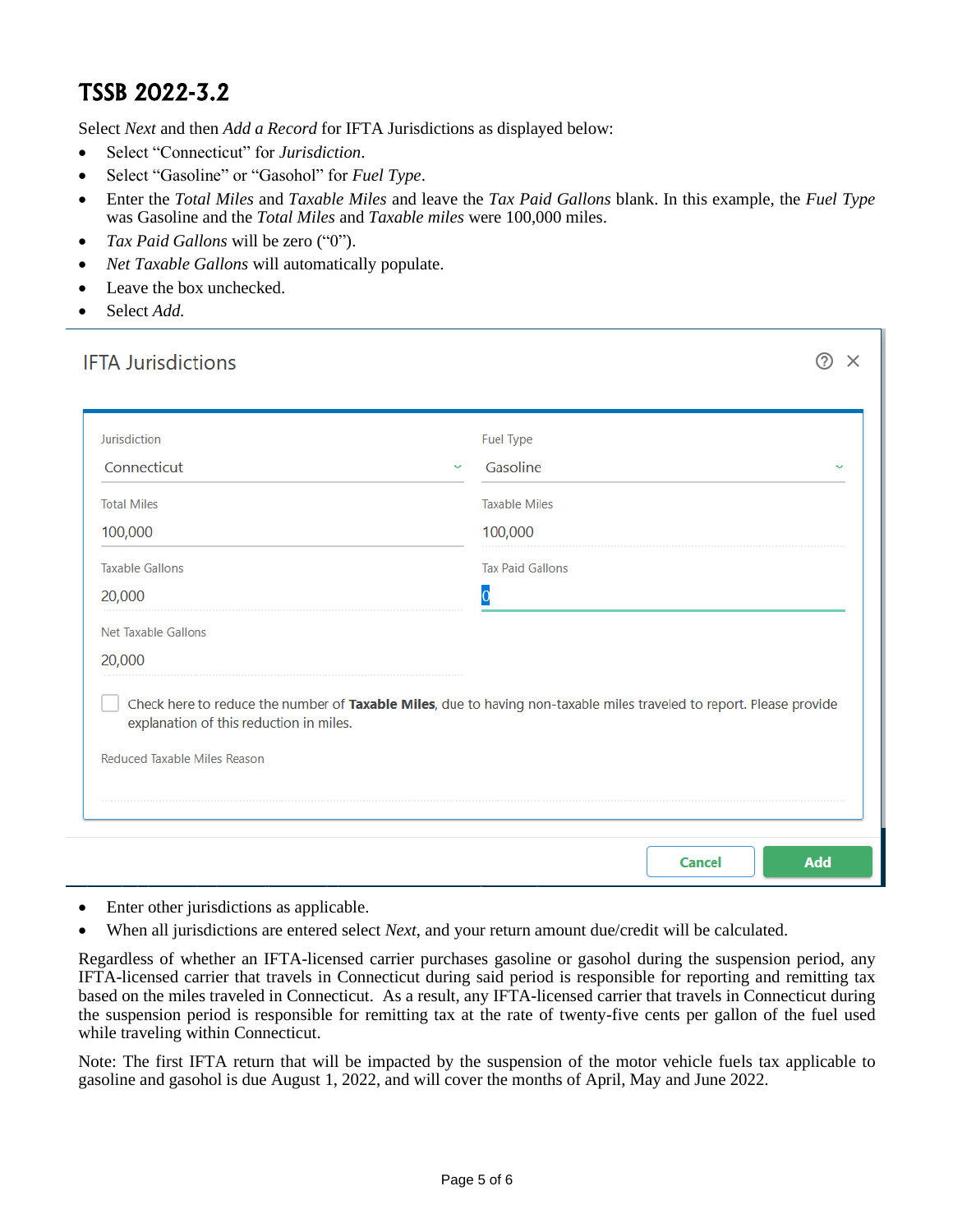# TSSB 2022-3.2

Select *Next* and then *Add a Record* for IFTA Jurisdictions as displayed below:

- Select "Connecticut" for *Jurisdiction*.
- Select "Gasoline" or "Gasohol" for *Fuel Type*.
- Enter the *Total Miles* and *Taxable Miles* and leave the *Tax Paid Gallons* blank. In this example, the *Fuel Type* was Gasoline and the *Total Miles* and *Taxable miles* were 100,000 miles.
- *Tax Paid Gallons* will be zero ("0").
- *Net Taxable Gallons* will automatically populate.
- Leave the box unchecked.
- Select *Add.*

IFTA Jurisdictions

| Field | Value |
|---|---|
| Jurisdiction | Connecticut |
| Fuel Type | Gasoline |
| Total Miles | 100,000 |
| Taxable Miles | 100,000 |
| Taxable Gallons | 20,000 |
| Tax Paid Gallons | 0 |
| Net Taxable Gallons | 20,000 |

☐ Check here to reduce the number of **Taxable Miles**, due to having non-taxable miles traveled to report. Please provide explanation of this reduction in miles.

Reduced Taxable Miles Reason

Cancel | Add

- Enter other jurisdictions as applicable.
- When all jurisdictions are entered select *Next*, and your return amount due/credit will be calculated.

Regardless of whether an IFTA-licensed carrier purchases gasoline or gasohol during the suspension period, any IFTA-licensed carrier that travels in Connecticut during said period is responsible for reporting and remitting tax based on the miles traveled in Connecticut. As a result, any IFTA-licensed carrier that travels in Connecticut during the suspension period is responsible for remitting tax at the rate of twenty-five cents per gallon of the fuel used while traveling within Connecticut.

Note: The first IFTA return that will be impacted by the suspension of the motor vehicle fuels tax applicable to gasoline and gasohol is due August 1, 2022, and will cover the months of April, May and June 2022.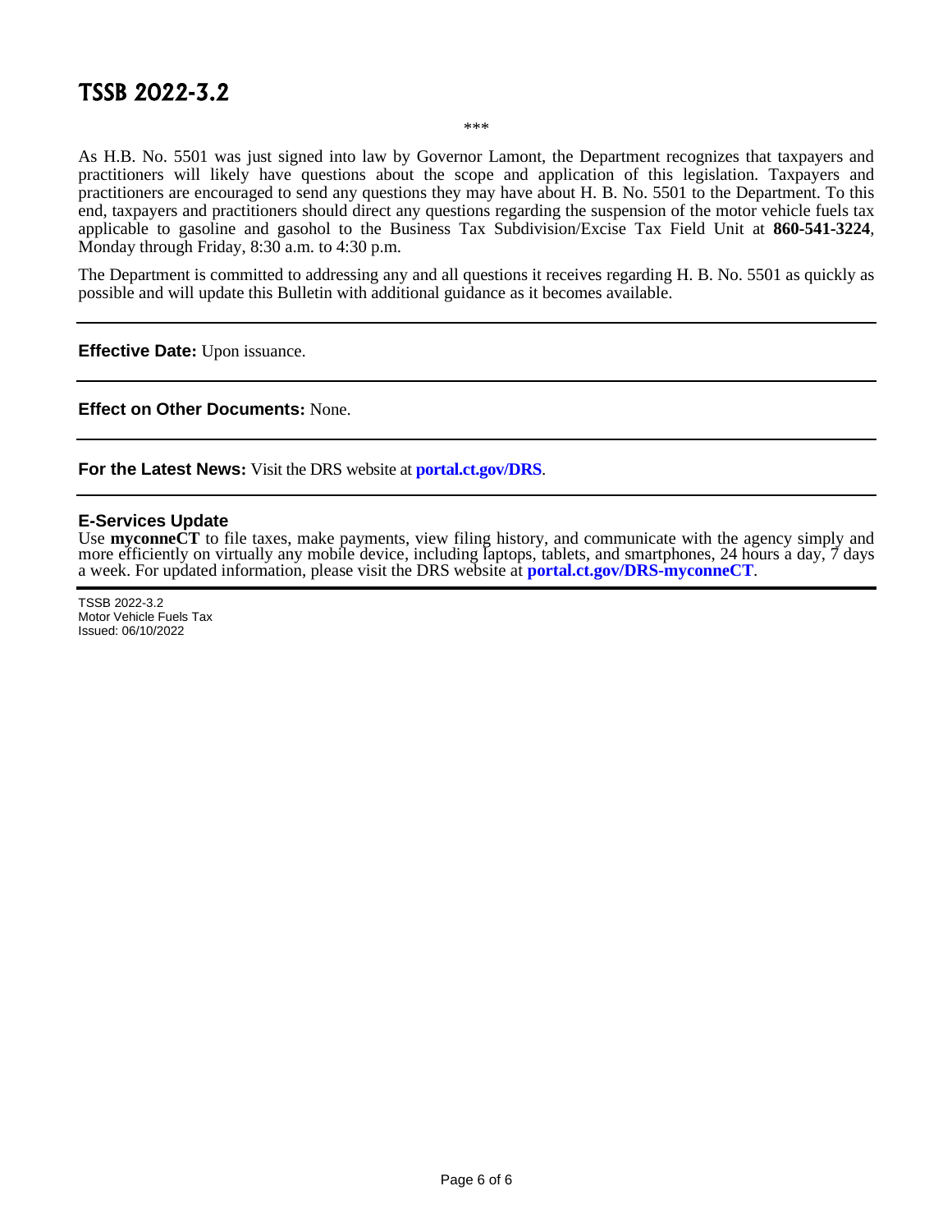# TSSB 2022-3.2

\*\*\*

As H.B. No. 5501 was just signed into law by Governor Lamont, the Department recognizes that taxpayers and practitioners will likely have questions about the scope and application of this legislation. Taxpayers and practitioners are encouraged to send any questions they may have about H. B. No. 5501 to the Department. To this end, taxpayers and practitioners should direct any questions regarding the suspension of the motor vehicle fuels tax applicable to gasoline and gasohol to the Business Tax Subdivision/Excise Tax Field Unit at **860-541-3224**, Monday through Friday, 8:30 a.m. to 4:30 p.m.

The Department is committed to addressing any and all questions it receives regarding H. B. No. 5501 as quickly as possible and will update this Bulletin with additional guidance as it becomes available.

---

**Effective Date:** Upon issuance.

---

**Effect on Other Documents:** None.

---

**For the Latest News:** Visit the DRS website at **portal.ct.gov/DRS**.

---

**E-Services Update**
Use **myconneCT** to file taxes, make payments, view filing history, and communicate with the agency simply and more efficiently on virtually any mobile device, including laptops, tablets, and smartphones, 24 hours a day, 7 days a week. For updated information, please visit the DRS website at **portal.ct.gov/DRS-myconneCT**.

---

TSSB 2022-3.2
Motor Vehicle Fuels Tax
Issued: 06/10/2022